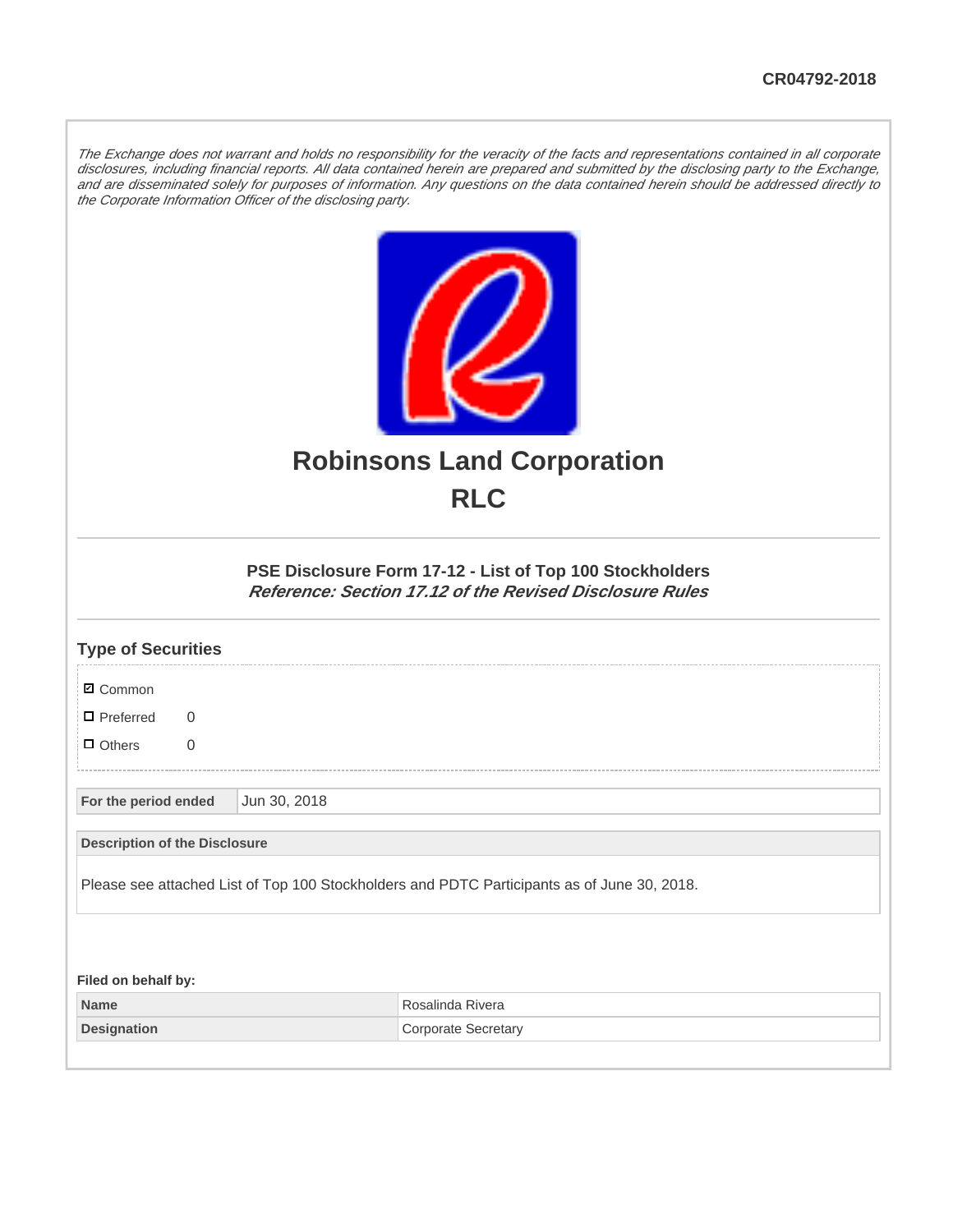CR04792-2018

*The Exchange does not warrant and holds no responsibility for the veracity of the facts and representations contained in all corporate disclosures, including financial reports. All data contained herein are prepared and submitted by the disclosing party to the Exchange, and are disseminated solely for purposes of information. Any questions on the data contained herein should be addressed directly to the Corporate Information Officer of the disclosing party.*

# Robinsons Land Corporation
# RLC

### PSE Disclosure Form 17-12 - List of Top 100 Stockholders
***Reference: Section 17.12 of the Revised Disclosure Rules***

## Type of Securities

- ☑ Common
- ☐ Preferred 0
- ☐ Others 0

| For the period ended | Jun 30, 2018 |
|---|---|

| Description of the Disclosure |
|---|
| Please see attached List of Top 100 Stockholders and PDTC Participants as of June 30, 2018. |

**Filed on behalf by:**

| Name | Rosalinda Rivera |
|---|---|
| Designation | Corporate Secretary |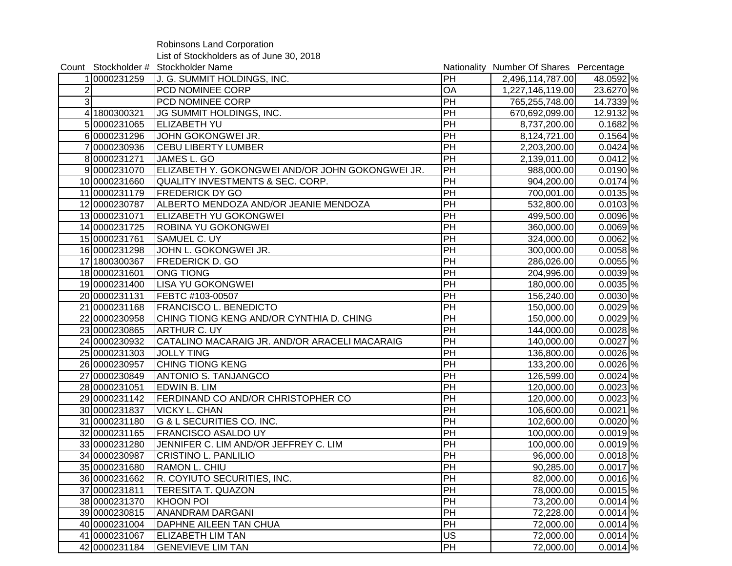Robinsons Land Corporation

List of Stockholders as of June 30, 2018

| Count | Stockholder # | Stockholder Name | Nationality | Number Of Shares | Percentage | |
|---|---|---|---|---|---|---|
| 1 | 0000231259 | J. G. SUMMIT HOLDINGS, INC. | PH | 2,496,114,787.00 | 48.0592 | % |
| 2 | | PCD NOMINEE CORP | OA | 1,227,146,119.00 | 23.6270 | % |
| 3 | | PCD NOMINEE CORP | PH | 765,255,748.00 | 14.7339 | % |
| 4 | 1800300321 | JG SUMMIT HOLDINGS, INC. | PH | 670,692,099.00 | 12.9132 | % |
| 5 | 0000231065 | ELIZABETH YU | PH | 8,737,200.00 | 0.1682 | % |
| 6 | 0000231296 | JOHN GOKONGWEI JR. | PH | 8,124,721.00 | 0.1564 | % |
| 7 | 0000230936 | CEBU LIBERTY LUMBER | PH | 2,203,200.00 | 0.0424 | % |
| 8 | 0000231271 | JAMES L. GO | PH | 2,139,011.00 | 0.0412 | % |
| 9 | 0000231070 | ELIZABETH Y. GOKONGWEI AND/OR JOHN GOKONGWEI JR. | PH | 988,000.00 | 0.0190 | % |
| 10 | 0000231660 | QUALITY INVESTMENTS & SEC. CORP. | PH | 904,200.00 | 0.0174 | % |
| 11 | 0000231179 | FREDERICK DY GO | PH | 700,001.00 | 0.0135 | % |
| 12 | 0000230787 | ALBERTO MENDOZA AND/OR JEANIE MENDOZA | PH | 532,800.00 | 0.0103 | % |
| 13 | 0000231071 | ELIZABETH YU GOKONGWEI | PH | 499,500.00 | 0.0096 | % |
| 14 | 0000231725 | ROBINA YU GOKONGWEI | PH | 360,000.00 | 0.0069 | % |
| 15 | 0000231761 | SAMUEL C. UY | PH | 324,000.00 | 0.0062 | % |
| 16 | 0000231298 | JOHN L. GOKONGWEI JR. | PH | 300,000.00 | 0.0058 | % |
| 17 | 1800300367 | FREDERICK D. GO | PH | 286,026.00 | 0.0055 | % |
| 18 | 0000231601 | ONG TIONG | PH | 204,996.00 | 0.0039 | % |
| 19 | 0000231400 | LISA YU GOKONGWEI | PH | 180,000.00 | 0.0035 | % |
| 20 | 0000231131 | FEBTC #103-00507 | PH | 156,240.00 | 0.0030 | % |
| 21 | 0000231168 | FRANCISCO L. BENEDICTO | PH | 150,000.00 | 0.0029 | % |
| 22 | 0000230958 | CHING TIONG KENG AND/OR CYNTHIA D. CHING | PH | 150,000.00 | 0.0029 | % |
| 23 | 0000230865 | ARTHUR C. UY | PH | 144,000.00 | 0.0028 | % |
| 24 | 0000230932 | CATALINO MACARAIG JR. AND/OR ARACELI MACARAIG | PH | 140,000.00 | 0.0027 | % |
| 25 | 0000231303 | JOLLY TING | PH | 136,800.00 | 0.0026 | % |
| 26 | 0000230957 | CHING TIONG KENG | PH | 133,200.00 | 0.0026 | % |
| 27 | 0000230849 | ANTONIO S. TANJANGCO | PH | 126,599.00 | 0.0024 | % |
| 28 | 0000231051 | EDWIN B. LIM | PH | 120,000.00 | 0.0023 | % |
| 29 | 0000231142 | FERDINAND CO AND/OR CHRISTOPHER CO | PH | 120,000.00 | 0.0023 | % |
| 30 | 0000231837 | VICKY L. CHAN | PH | 106,600.00 | 0.0021 | % |
| 31 | 0000231180 | G & L SECURITIES CO. INC. | PH | 102,600.00 | 0.0020 | % |
| 32 | 0000231165 | FRANCISCO ASALDO UY | PH | 100,000.00 | 0.0019 | % |
| 33 | 0000231280 | JENNIFER C. LIM AND/OR JEFFREY C. LIM | PH | 100,000.00 | 0.0019 | % |
| 34 | 0000230987 | CRISTINO L. PANLILIO | PH | 96,000.00 | 0.0018 | % |
| 35 | 0000231680 | RAMON L. CHIU | PH | 90,285.00 | 0.0017 | % |
| 36 | 0000231662 | R. COYIUTO SECURITIES, INC. | PH | 82,000.00 | 0.0016 | % |
| 37 | 0000231811 | TERESITA T. QUAZON | PH | 78,000.00 | 0.0015 | % |
| 38 | 0000231370 | KHOON POI | PH | 73,200.00 | 0.0014 | % |
| 39 | 0000230815 | ANANDRAM DARGANI | PH | 72,228.00 | 0.0014 | % |
| 40 | 0000231004 | DAPHNE AILEEN TAN CHUA | PH | 72,000.00 | 0.0014 | % |
| 41 | 0000231067 | ELIZABETH LIM TAN | US | 72,000.00 | 0.0014 | % |
| 42 | 0000231184 | GENEVIEVE LIM TAN | PH | 72,000.00 | 0.0014 | % |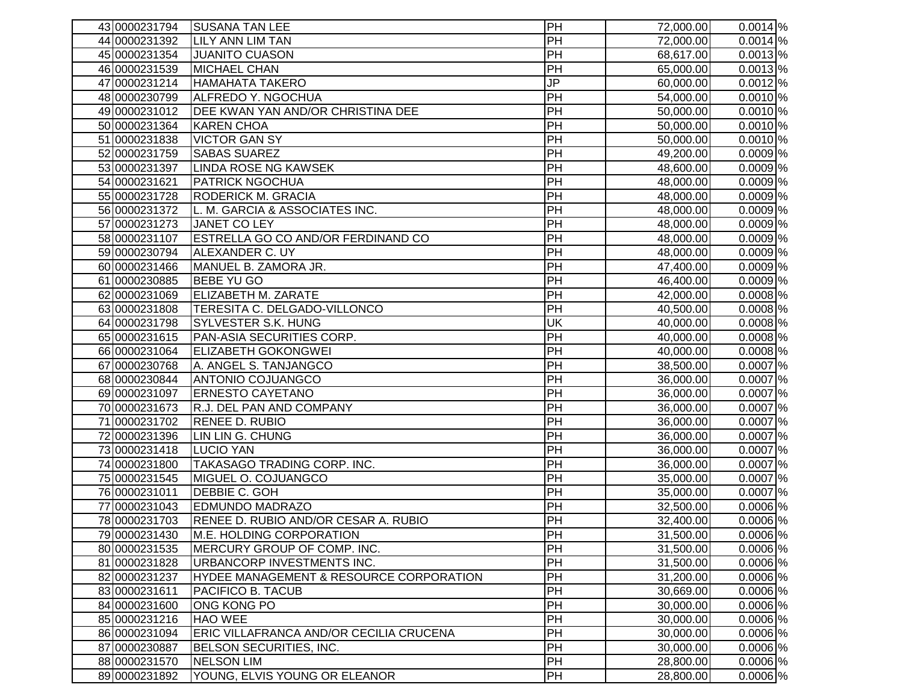| | | | | | |
|---|---|---|---|---|---|
| 43 | 0000231794 | SUSANA TAN LEE | PH | 72,000.00 | 0.0014 % |
| 44 | 0000231392 | LILY ANN LIM TAN | PH | 72,000.00 | 0.0014 % |
| 45 | 0000231354 | JUANITO CUASON | PH | 68,617.00 | 0.0013 % |
| 46 | 0000231539 | MICHAEL CHAN | PH | 65,000.00 | 0.0013 % |
| 47 | 0000231214 | HAMAHATA TAKERO | JP | 60,000.00 | 0.0012 % |
| 48 | 0000230799 | ALFREDO Y. NGOCHUA | PH | 54,000.00 | 0.0010 % |
| 49 | 0000231012 | DEE KWAN YAN AND/OR CHRISTINA DEE | PH | 50,000.00 | 0.0010 % |
| 50 | 0000231364 | KAREN CHOA | PH | 50,000.00 | 0.0010 % |
| 51 | 0000231838 | VICTOR GAN SY | PH | 50,000.00 | 0.0010 % |
| 52 | 0000231759 | SABAS SUAREZ | PH | 49,200.00 | 0.0009 % |
| 53 | 0000231397 | LINDA ROSE NG KAWSEK | PH | 48,600.00 | 0.0009 % |
| 54 | 0000231621 | PATRICK NGOCHUA | PH | 48,000.00 | 0.0009 % |
| 55 | 0000231728 | RODERICK M. GRACIA | PH | 48,000.00 | 0.0009 % |
| 56 | 0000231372 | L. M. GARCIA & ASSOCIATES INC. | PH | 48,000.00 | 0.0009 % |
| 57 | 0000231273 | JANET CO LEY | PH | 48,000.00 | 0.0009 % |
| 58 | 0000231107 | ESTRELLA GO CO AND/OR FERDINAND CO | PH | 48,000.00 | 0.0009 % |
| 59 | 0000230794 | ALEXANDER C. UY | PH | 48,000.00 | 0.0009 % |
| 60 | 0000231466 | MANUEL B. ZAMORA JR. | PH | 47,400.00 | 0.0009 % |
| 61 | 0000230885 | BEBE YU GO | PH | 46,400.00 | 0.0009 % |
| 62 | 0000231069 | ELIZABETH M. ZARATE | PH | 42,000.00 | 0.0008 % |
| 63 | 0000231808 | TERESITA C. DELGADO-VILLONCO | PH | 40,500.00 | 0.0008 % |
| 64 | 0000231798 | SYLVESTER S.K. HUNG | UK | 40,000.00 | 0.0008 % |
| 65 | 0000231615 | PAN-ASIA SECURITIES CORP. | PH | 40,000.00 | 0.0008 % |
| 66 | 0000231064 | ELIZABETH GOKONGWEI | PH | 40,000.00 | 0.0008 % |
| 67 | 0000230768 | A. ANGEL S. TANJANGCO | PH | 38,500.00 | 0.0007 % |
| 68 | 0000230844 | ANTONIO COJUANGCO | PH | 36,000.00 | 0.0007 % |
| 69 | 0000231097 | ERNESTO CAYETANO | PH | 36,000.00 | 0.0007 % |
| 70 | 0000231673 | R.J. DEL PAN AND COMPANY | PH | 36,000.00 | 0.0007 % |
| 71 | 0000231702 | RENEE D. RUBIO | PH | 36,000.00 | 0.0007 % |
| 72 | 0000231396 | LIN LIN G. CHUNG | PH | 36,000.00 | 0.0007 % |
| 73 | 0000231418 | LUCIO YAN | PH | 36,000.00 | 0.0007 % |
| 74 | 0000231800 | TAKASAGO TRADING CORP. INC. | PH | 36,000.00 | 0.0007 % |
| 75 | 0000231545 | MIGUEL O. COJUANGCO | PH | 35,000.00 | 0.0007 % |
| 76 | 0000231011 | DEBBIE C. GOH | PH | 35,000.00 | 0.0007 % |
| 77 | 0000231043 | EDMUNDO MADRAZO | PH | 32,500.00 | 0.0006 % |
| 78 | 0000231703 | RENEE D. RUBIO AND/OR CESAR A. RUBIO | PH | 32,400.00 | 0.0006 % |
| 79 | 0000231430 | M.E. HOLDING CORPORATION | PH | 31,500.00 | 0.0006 % |
| 80 | 0000231535 | MERCURY GROUP OF COMP. INC. | PH | 31,500.00 | 0.0006 % |
| 81 | 0000231828 | URBANCORP INVESTMENTS INC. | PH | 31,500.00 | 0.0006 % |
| 82 | 0000231237 | HYDEE MANAGEMENT & RESOURCE CORPORATION | PH | 31,200.00 | 0.0006 % |
| 83 | 0000231611 | PACIFICO B. TACUB | PH | 30,669.00 | 0.0006 % |
| 84 | 0000231600 | ONG KONG PO | PH | 30,000.00 | 0.0006 % |
| 85 | 0000231216 | HAO WEE | PH | 30,000.00 | 0.0006 % |
| 86 | 0000231094 | ERIC VILLAFRANCA AND/OR CECILIA CRUCENA | PH | 30,000.00 | 0.0006 % |
| 87 | 0000230887 | BELSON SECURITIES, INC. | PH | 30,000.00 | 0.0006 % |
| 88 | 0000231570 | NELSON LIM | PH | 28,800.00 | 0.0006 % |
| 89 | 0000231892 | YOUNG, ELVIS YOUNG OR ELEANOR | PH | 28,800.00 | 0.0006 % |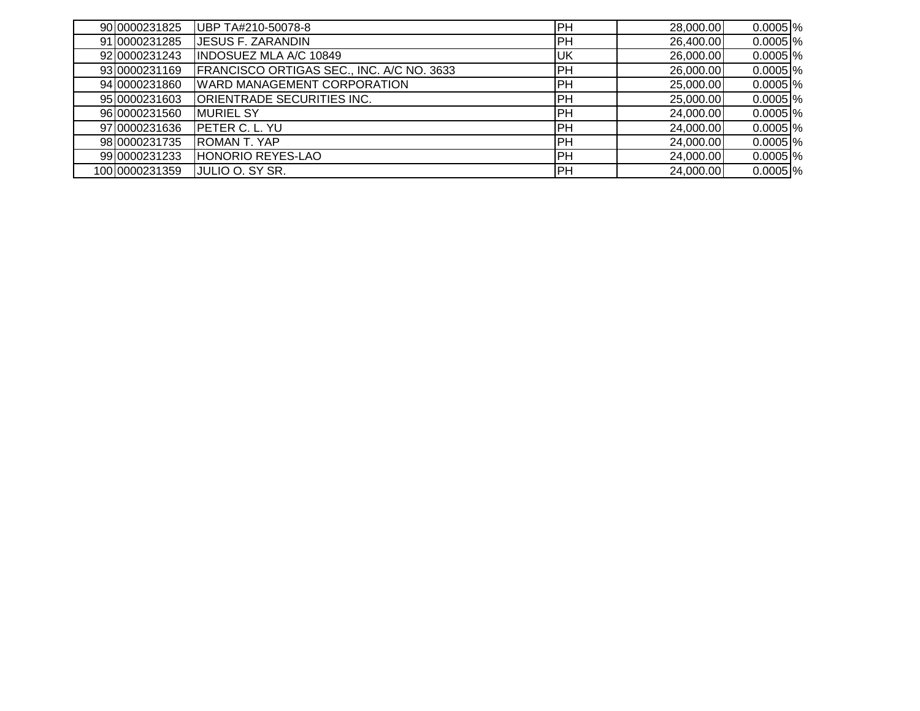| | | | | | |
|---|---|---|---|---|---|
| 90 | 0000231825 | UBP TA#210-50078-8 | PH | 28,000.00 | 0.0005 % |
| 91 | 0000231285 | JESUS F. ZARANDIN | PH | 26,400.00 | 0.0005 % |
| 92 | 0000231243 | INDOSUEZ MLA A/C 10849 | UK | 26,000.00 | 0.0005 % |
| 93 | 0000231169 | FRANCISCO ORTIGAS SEC., INC. A/C NO. 3633 | PH | 26,000.00 | 0.0005 % |
| 94 | 0000231860 | WARD MANAGEMENT CORPORATION | PH | 25,000.00 | 0.0005 % |
| 95 | 0000231603 | ORIENTRADE SECURITIES INC. | PH | 25,000.00 | 0.0005 % |
| 96 | 0000231560 | MURIEL SY | PH | 24,000.00 | 0.0005 % |
| 97 | 0000231636 | PETER C. L. YU | PH | 24,000.00 | 0.0005 % |
| 98 | 0000231735 | ROMAN T. YAP | PH | 24,000.00 | 0.0005 % |
| 99 | 0000231233 | HONORIO REYES-LAO | PH | 24,000.00 | 0.0005 % |
| 100 | 0000231359 | JULIO O. SY SR. | PH | 24,000.00 | 0.0005 % |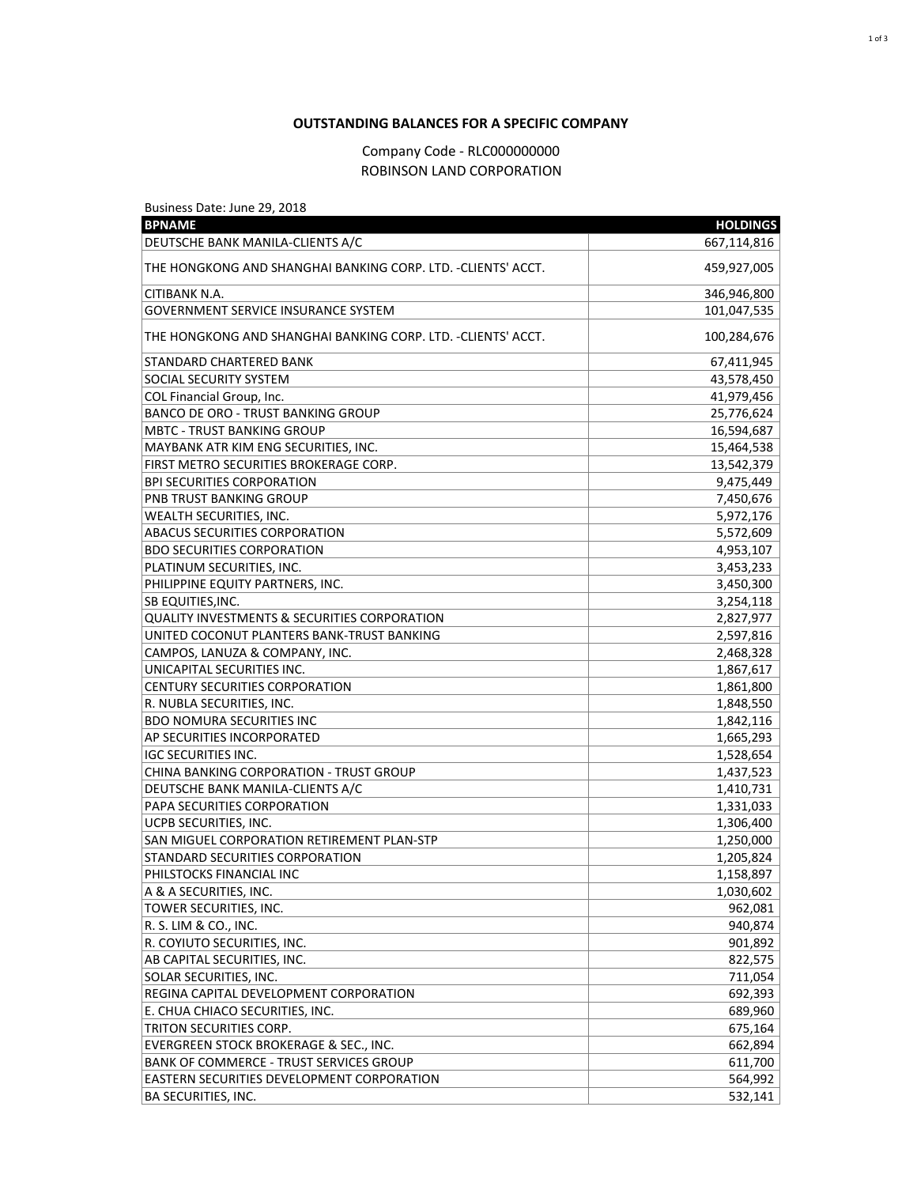**OUTSTANDING BALANCES FOR A SPECIFIC COMPANY**

Company Code - RLC000000000

ROBINSON LAND CORPORATION

Business Date: June 29, 2018

| BPNAME | HOLDINGS |
|---|---:|
| DEUTSCHE BANK MANILA-CLIENTS A/C | 667,114,816 |
| THE HONGKONG AND SHANGHAI BANKING CORP. LTD. -CLIENTS' ACCT. | 459,927,005 |
| CITIBANK N.A. | 346,946,800 |
| GOVERNMENT SERVICE INSURANCE SYSTEM | 101,047,535 |
| THE HONGKONG AND SHANGHAI BANKING CORP. LTD. -CLIENTS' ACCT. | 100,284,676 |
| STANDARD CHARTERED BANK | 67,411,945 |
| SOCIAL SECURITY SYSTEM | 43,578,450 |
| COL Financial Group, Inc. | 41,979,456 |
| BANCO DE ORO - TRUST BANKING GROUP | 25,776,624 |
| MBTC - TRUST BANKING GROUP | 16,594,687 |
| MAYBANK ATR KIM ENG SECURITIES, INC. | 15,464,538 |
| FIRST METRO SECURITIES BROKERAGE CORP. | 13,542,379 |
| BPI SECURITIES CORPORATION | 9,475,449 |
| PNB TRUST BANKING GROUP | 7,450,676 |
| WEALTH SECURITIES, INC. | 5,972,176 |
| ABACUS SECURITIES CORPORATION | 5,572,609 |
| BDO SECURITIES CORPORATION | 4,953,107 |
| PLATINUM SECURITIES, INC. | 3,453,233 |
| PHILIPPINE EQUITY PARTNERS, INC. | 3,450,300 |
| SB EQUITIES,INC. | 3,254,118 |
| QUALITY INVESTMENTS & SECURITIES CORPORATION | 2,827,977 |
| UNITED COCONUT PLANTERS BANK-TRUST BANKING | 2,597,816 |
| CAMPOS, LANUZA & COMPANY, INC. | 2,468,328 |
| UNICAPITAL SECURITIES INC. | 1,867,617 |
| CENTURY SECURITIES CORPORATION | 1,861,800 |
| R. NUBLA SECURITIES, INC. | 1,848,550 |
| BDO NOMURA SECURITIES INC | 1,842,116 |
| AP SECURITIES INCORPORATED | 1,665,293 |
| IGC SECURITIES INC. | 1,528,654 |
| CHINA BANKING CORPORATION - TRUST GROUP | 1,437,523 |
| DEUTSCHE BANK MANILA-CLIENTS A/C | 1,410,731 |
| PAPA SECURITIES CORPORATION | 1,331,033 |
| UCPB SECURITIES, INC. | 1,306,400 |
| SAN MIGUEL CORPORATION RETIREMENT PLAN-STP | 1,250,000 |
| STANDARD SECURITIES CORPORATION | 1,205,824 |
| PHILSTOCKS FINANCIAL INC | 1,158,897 |
| A & A SECURITIES, INC. | 1,030,602 |
| TOWER SECURITIES, INC. | 962,081 |
| R. S. LIM & CO., INC. | 940,874 |
| R. COYIUTO SECURITIES, INC. | 901,892 |
| AB CAPITAL SECURITIES, INC. | 822,575 |
| SOLAR SECURITIES, INC. | 711,054 |
| REGINA CAPITAL DEVELOPMENT CORPORATION | 692,393 |
| E. CHUA CHIACO SECURITIES, INC. | 689,960 |
| TRITON SECURITIES CORP. | 675,164 |
| EVERGREEN STOCK BROKERAGE & SEC., INC. | 662,894 |
| BANK OF COMMERCE - TRUST SERVICES GROUP | 611,700 |
| EASTERN SECURITIES DEVELOPMENT CORPORATION | 564,992 |
| BA SECURITIES, INC. | 532,141 |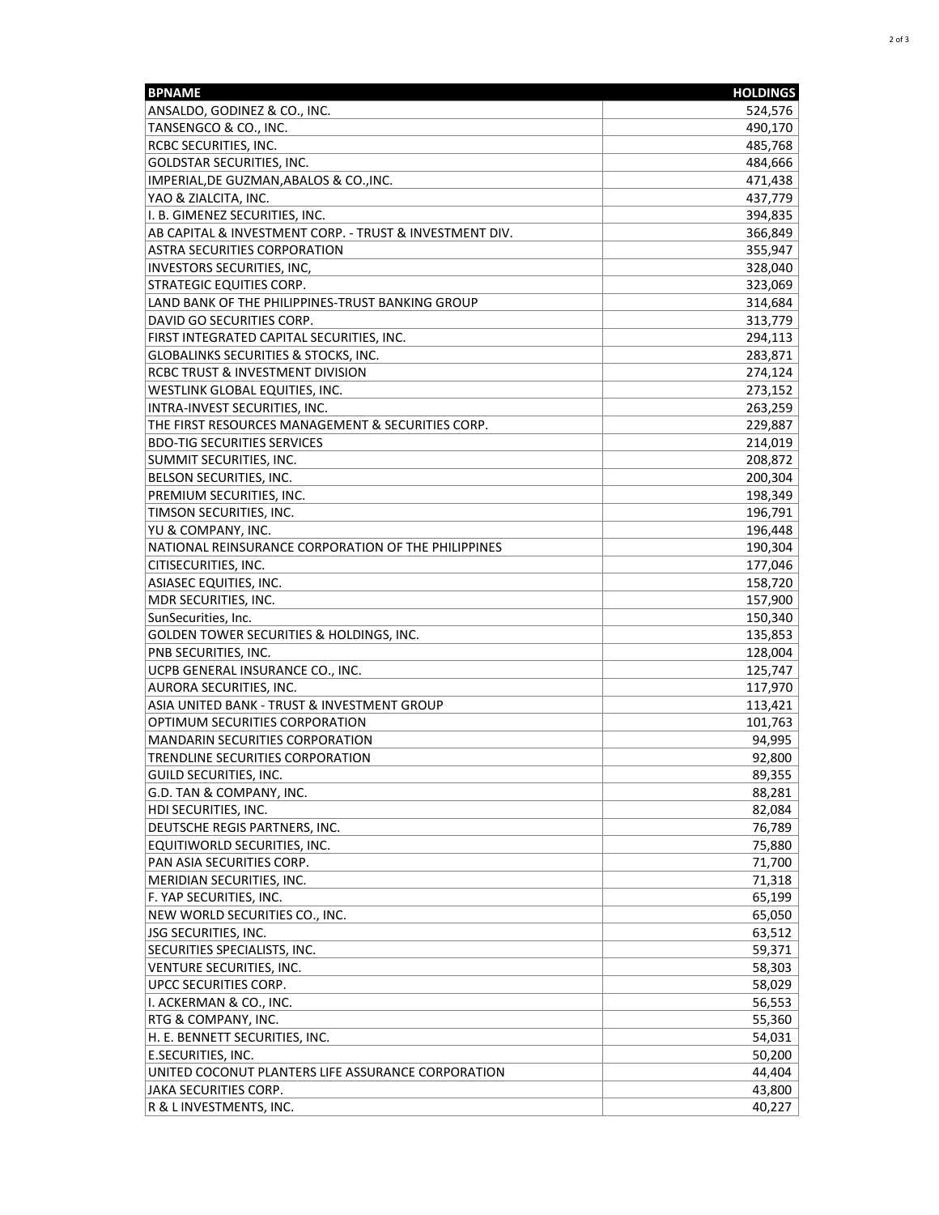| BPNAME | HOLDINGS |
|---|---|
| ANSALDO, GODINEZ & CO., INC. | 524,576 |
| TANSENGCO & CO., INC. | 490,170 |
| RCBC SECURITIES, INC. | 485,768 |
| GOLDSTAR SECURITIES, INC. | 484,666 |
| IMPERIAL,DE GUZMAN,ABALOS & CO.,INC. | 471,438 |
| YAO & ZIALCITA, INC. | 437,779 |
| I. B. GIMENEZ SECURITIES, INC. | 394,835 |
| AB CAPITAL & INVESTMENT CORP. - TRUST & INVESTMENT DIV. | 366,849 |
| ASTRA SECURITIES CORPORATION | 355,947 |
| INVESTORS SECURITIES, INC, | 328,040 |
| STRATEGIC EQUITIES CORP. | 323,069 |
| LAND BANK OF THE PHILIPPINES-TRUST BANKING GROUP | 314,684 |
| DAVID GO SECURITIES CORP. | 313,779 |
| FIRST INTEGRATED CAPITAL SECURITIES, INC. | 294,113 |
| GLOBALINKS SECURITIES & STOCKS, INC. | 283,871 |
| RCBC TRUST & INVESTMENT DIVISION | 274,124 |
| WESTLINK GLOBAL EQUITIES, INC. | 273,152 |
| INTRA-INVEST SECURITIES, INC. | 263,259 |
| THE FIRST RESOURCES MANAGEMENT & SECURITIES CORP. | 229,887 |
| BDO-TIG SECURITIES SERVICES | 214,019 |
| SUMMIT SECURITIES, INC. | 208,872 |
| BELSON SECURITIES, INC. | 200,304 |
| PREMIUM SECURITIES, INC. | 198,349 |
| TIMSON SECURITIES, INC. | 196,791 |
| YU & COMPANY, INC. | 196,448 |
| NATIONAL REINSURANCE CORPORATION OF THE PHILIPPINES | 190,304 |
| CITISECURITIES, INC. | 177,046 |
| ASIASEC EQUITIES, INC. | 158,720 |
| MDR SECURITIES, INC. | 157,900 |
| SunSecurities, Inc. | 150,340 |
| GOLDEN TOWER SECURITIES & HOLDINGS, INC. | 135,853 |
| PNB SECURITIES, INC. | 128,004 |
| UCPB GENERAL INSURANCE CO., INC. | 125,747 |
| AURORA SECURITIES, INC. | 117,970 |
| ASIA UNITED BANK - TRUST & INVESTMENT GROUP | 113,421 |
| OPTIMUM SECURITIES CORPORATION | 101,763 |
| MANDARIN SECURITIES CORPORATION | 94,995 |
| TRENDLINE SECURITIES CORPORATION | 92,800 |
| GUILD SECURITIES, INC. | 89,355 |
| G.D. TAN & COMPANY, INC. | 88,281 |
| HDI SECURITIES, INC. | 82,084 |
| DEUTSCHE REGIS PARTNERS, INC. | 76,789 |
| EQUITIWORLD SECURITIES, INC. | 75,880 |
| PAN ASIA SECURITIES CORP. | 71,700 |
| MERIDIAN SECURITIES, INC. | 71,318 |
| F. YAP SECURITIES, INC. | 65,199 |
| NEW WORLD SECURITIES CO., INC. | 65,050 |
| JSG SECURITIES, INC. | 63,512 |
| SECURITIES SPECIALISTS, INC. | 59,371 |
| VENTURE SECURITIES, INC. | 58,303 |
| UPCC SECURITIES CORP. | 58,029 |
| I. ACKERMAN & CO., INC. | 56,553 |
| RTG & COMPANY, INC. | 55,360 |
| H. E. BENNETT SECURITIES, INC. | 54,031 |
| E.SECURITIES, INC. | 50,200 |
| UNITED COCONUT PLANTERS LIFE ASSURANCE CORPORATION | 44,404 |
| JAKA SECURITIES CORP. | 43,800 |
| R & L INVESTMENTS, INC. | 40,227 |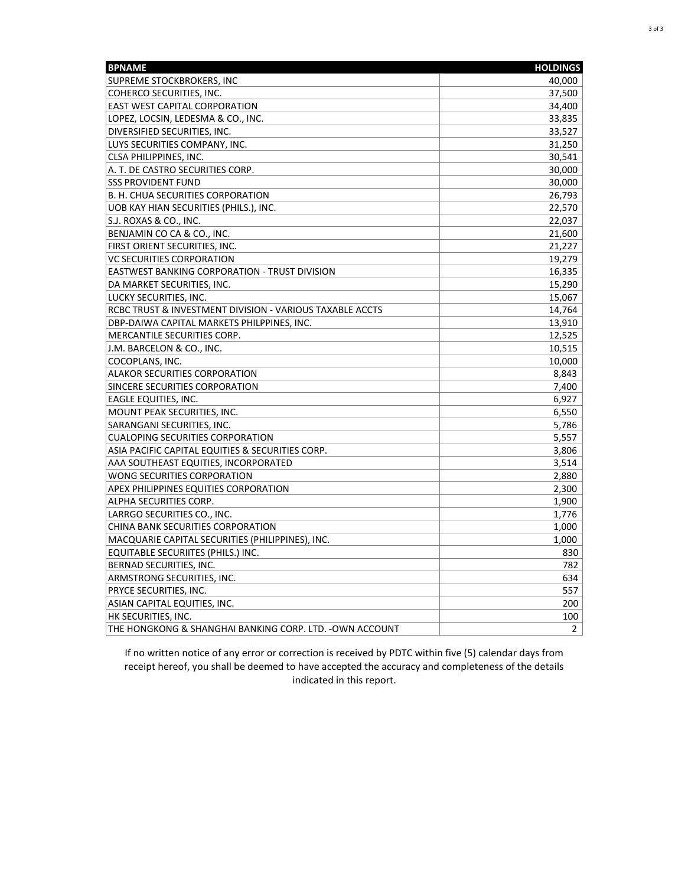| BPNAME | HOLDINGS |
|---|---|
| SUPREME STOCKBROKERS, INC | 40,000 |
| COHERCO SECURITIES, INC. | 37,500 |
| EAST WEST CAPITAL CORPORATION | 34,400 |
| LOPEZ, LOCSIN, LEDESMA & CO., INC. | 33,835 |
| DIVERSIFIED SECURITIES, INC. | 33,527 |
| LUYS SECURITIES COMPANY, INC. | 31,250 |
| CLSA PHILIPPINES, INC. | 30,541 |
| A. T. DE CASTRO SECURITIES CORP. | 30,000 |
| SSS PROVIDENT FUND | 30,000 |
| B. H. CHUA SECURITIES CORPORATION | 26,793 |
| UOB KAY HIAN SECURITIES (PHILS.), INC. | 22,570 |
| S.J. ROXAS & CO., INC. | 22,037 |
| BENJAMIN CO CA & CO., INC. | 21,600 |
| FIRST ORIENT SECURITIES, INC. | 21,227 |
| VC SECURITIES CORPORATION | 19,279 |
| EASTWEST BANKING CORPORATION - TRUST DIVISION | 16,335 |
| DA MARKET SECURITIES, INC. | 15,290 |
| LUCKY SECURITIES, INC. | 15,067 |
| RCBC TRUST & INVESTMENT DIVISION - VARIOUS TAXABLE ACCTS | 14,764 |
| DBP-DAIWA CAPITAL MARKETS PHILPPINES, INC. | 13,910 |
| MERCANTILE SECURITIES CORP. | 12,525 |
| J.M. BARCELON & CO., INC. | 10,515 |
| COCOPLANS, INC. | 10,000 |
| ALAKOR SECURITIES CORPORATION | 8,843 |
| SINCERE SECURITIES CORPORATION | 7,400 |
| EAGLE EQUITIES, INC. | 6,927 |
| MOUNT PEAK SECURITIES, INC. | 6,550 |
| SARANGANI SECURITIES, INC. | 5,786 |
| CUALOPING SECURITIES CORPORATION | 5,557 |
| ASIA PACIFIC CAPITAL EQUITIES & SECURITIES CORP. | 3,806 |
| AAA SOUTHEAST EQUITIES, INCORPORATED | 3,514 |
| WONG SECURITIES CORPORATION | 2,880 |
| APEX PHILIPPINES EQUITIES CORPORATION | 2,300 |
| ALPHA SECURITIES CORP. | 1,900 |
| LARRGO SECURITIES CO., INC. | 1,776 |
| CHINA BANK SECURITIES CORPORATION | 1,000 |
| MACQUARIE CAPITAL SECURITIES (PHILIPPINES), INC. | 1,000 |
| EQUITABLE SECURIITES (PHILS.) INC. | 830 |
| BERNAD SECURITIES, INC. | 782 |
| ARMSTRONG SECURITIES, INC. | 634 |
| PRYCE SECURITIES, INC. | 557 |
| ASIAN CAPITAL EQUITIES, INC. | 200 |
| HK SECURITIES, INC. | 100 |
| THE HONGKONG & SHANGHAI BANKING CORP. LTD. -OWN ACCOUNT | 2 |

If no written notice of any error or correction is received by PDTC within five (5) calendar days from receipt hereof, you shall be deemed to have accepted the accuracy and completeness of the details indicated in this report.